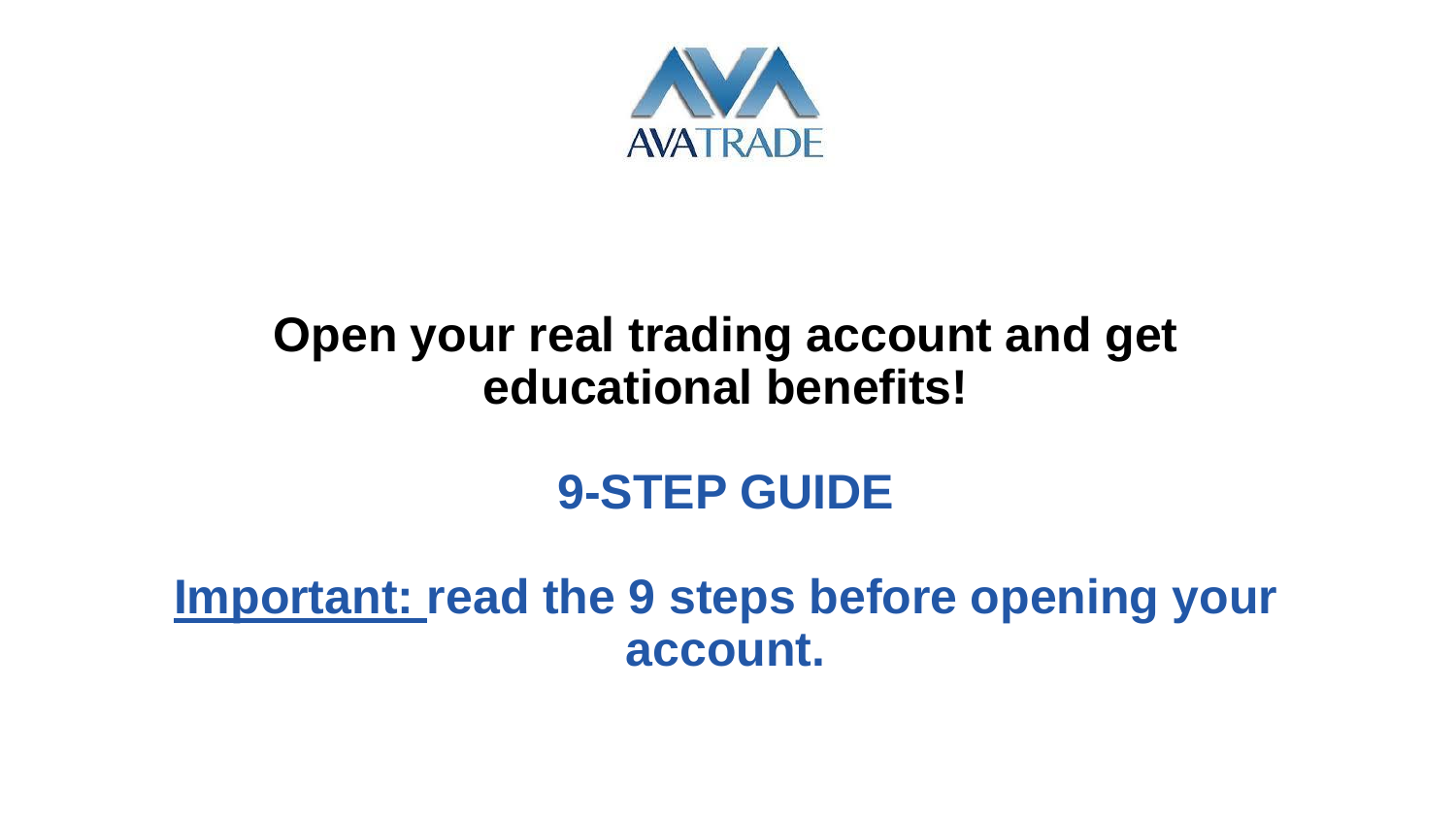AVATRADE

# Open your real trading account and get educational benefits!

## 9-STEP GUIDE

**Important: read the 9 steps before opening your account.**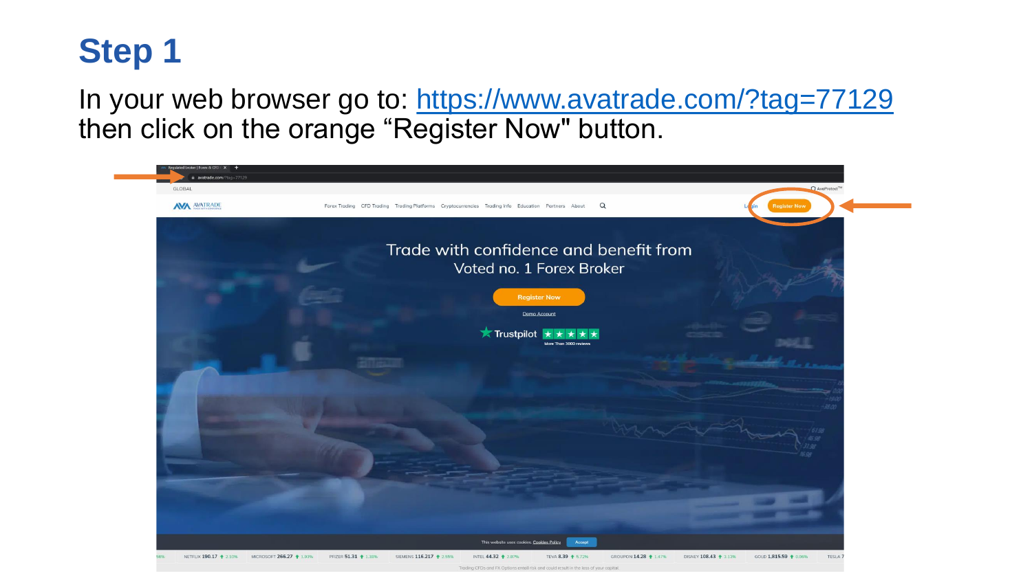# Step 1

In your web browser go to: https://www.avatrade.com/?tag=77129 then click on the orange "Register Now" button.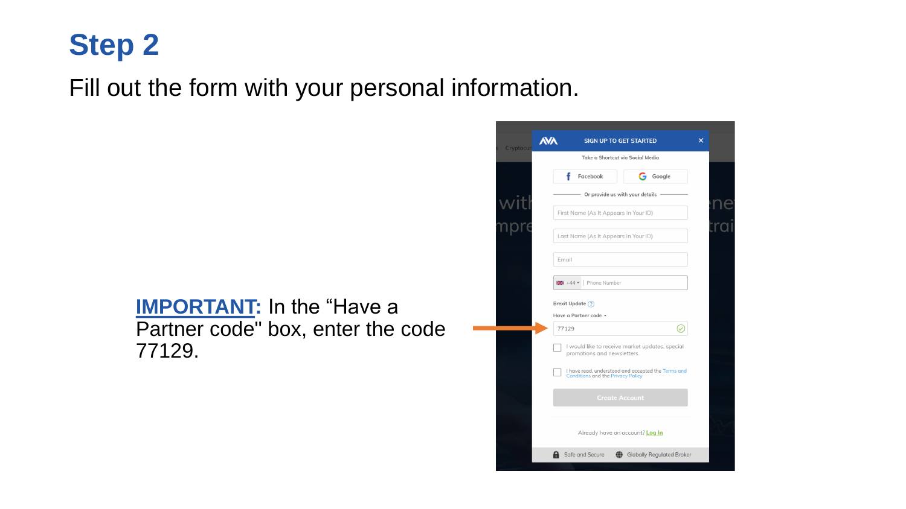# Step 2

Fill out the form with your personal information.

**IMPORTANT:** In the “Have a Partner code" box, enter the code 77129.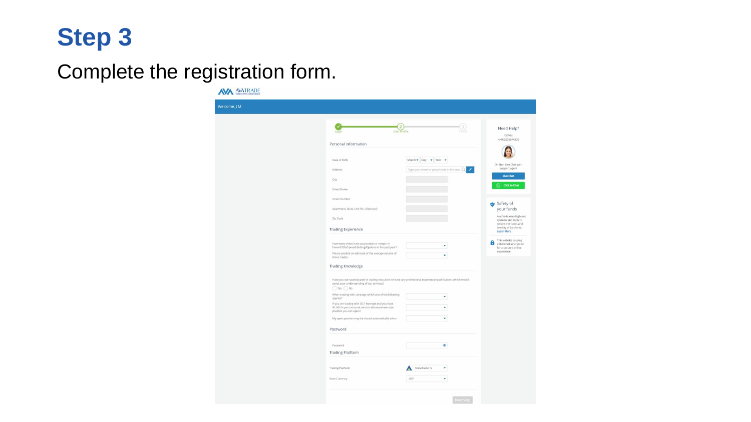# Step 3

Complete the registration form.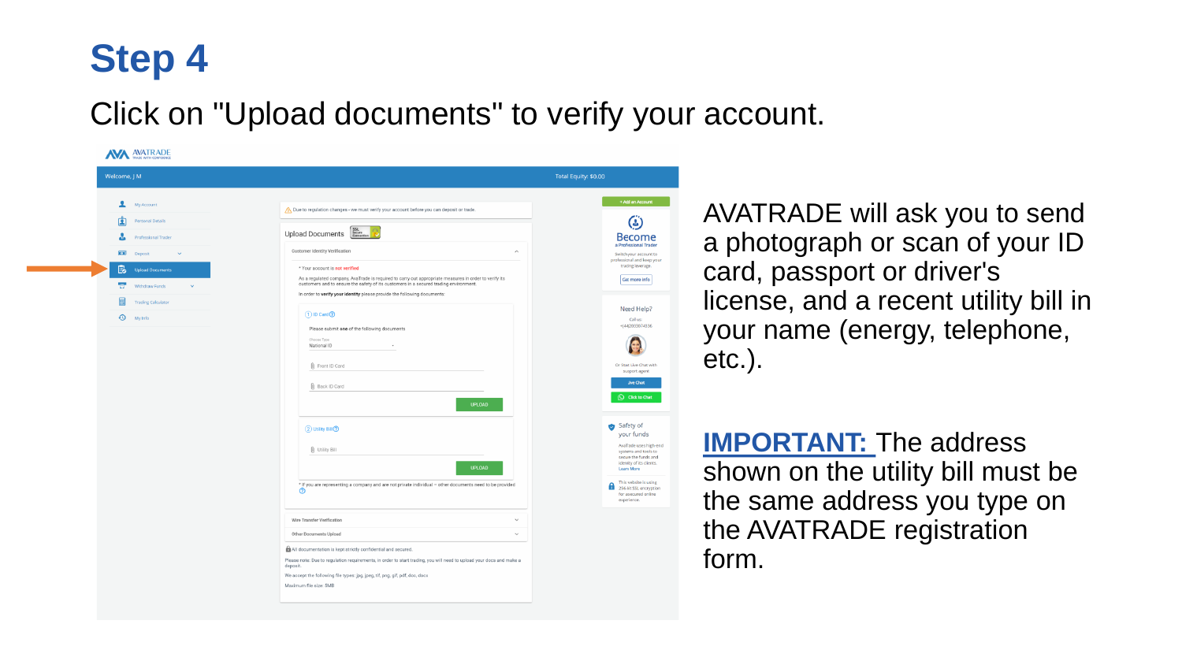# Step 4

Click on "Upload documents" to verify your account.

AVATRADE will ask you to send a photograph or scan of your ID card, passport or driver's license, and a recent utility bill in your name (energy, telephone, etc.).

**IMPORTANT:** The address shown on the utility bill must be the same address you type on the AVATRADE registration form.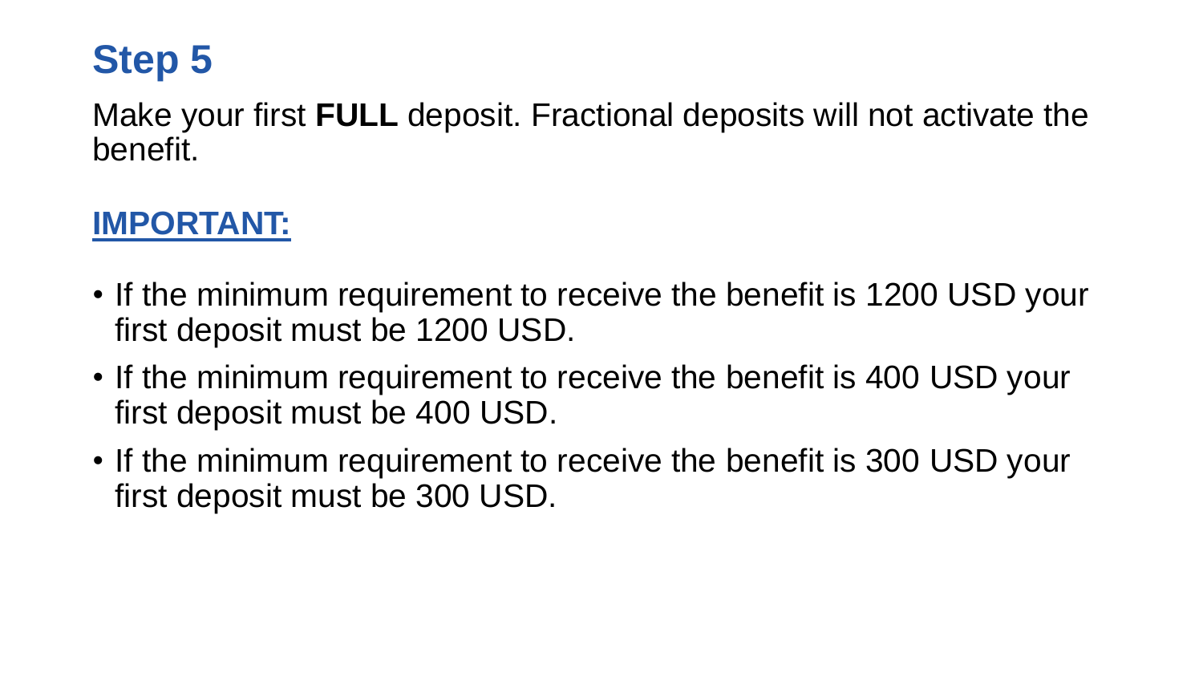## Step 5

Make your first **FULL** deposit. Fractional deposits will not activate the benefit.

**IMPORTANT:**

- If the minimum requirement to receive the benefit is 1200 USD your first deposit must be 1200 USD.
- If the minimum requirement to receive the benefit is 400 USD your first deposit must be 400 USD.
- If the minimum requirement to receive the benefit is 300 USD your first deposit must be 300 USD.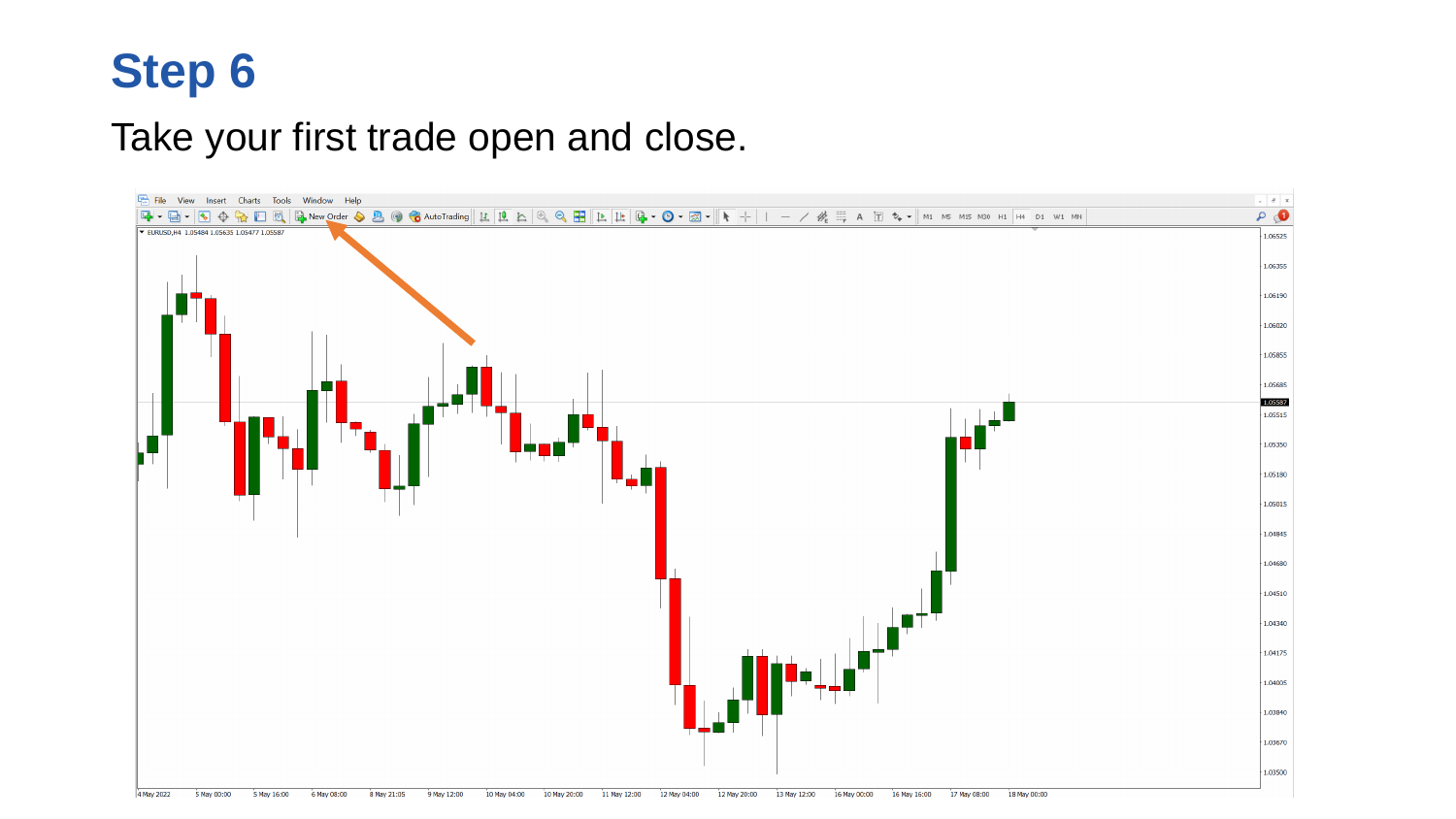# Step 6

Take your first trade open and close.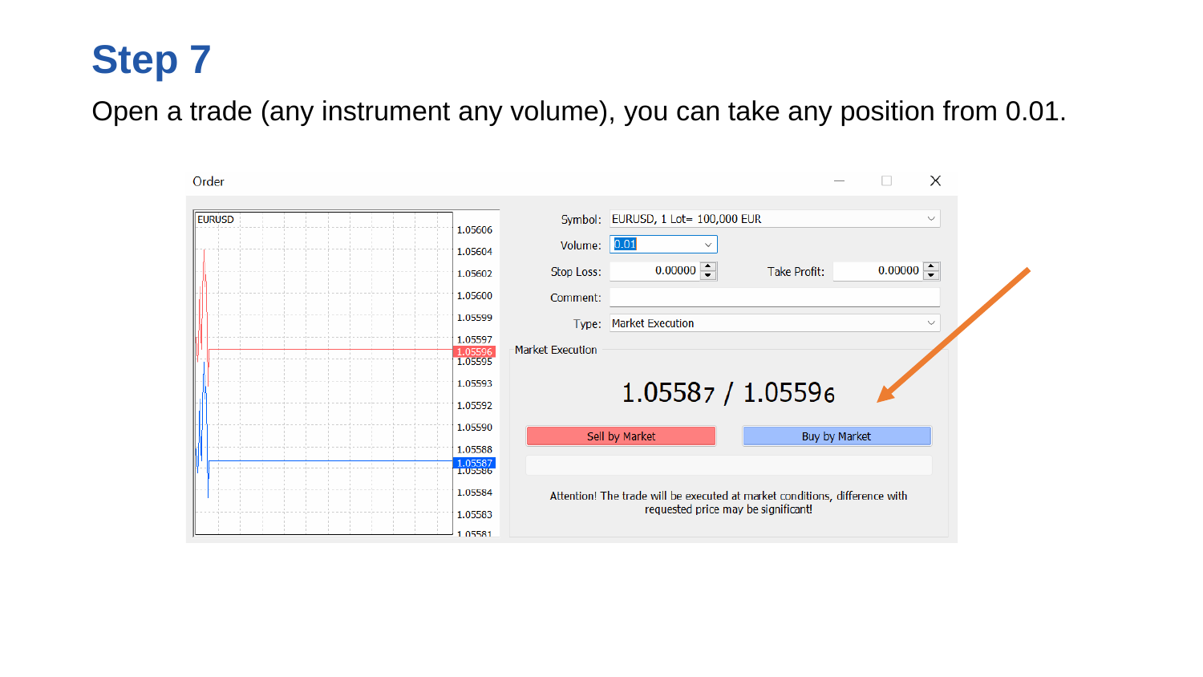# Step 7

Open a trade (any instrument any volume), you can take any position from 0.01.

Order

Symbol: EURUSD, 1 Lot= 100,000 EUR

Volume: 0.01

Stop Loss: 0.00000

Take Profit: 0.00000

Comment:

Type: Market Execution

Market Execution

1.05587 / 1.05596

Sell by Market

Buy by Market

Attention! The trade will be executed at market conditions, difference with requested price may be significant!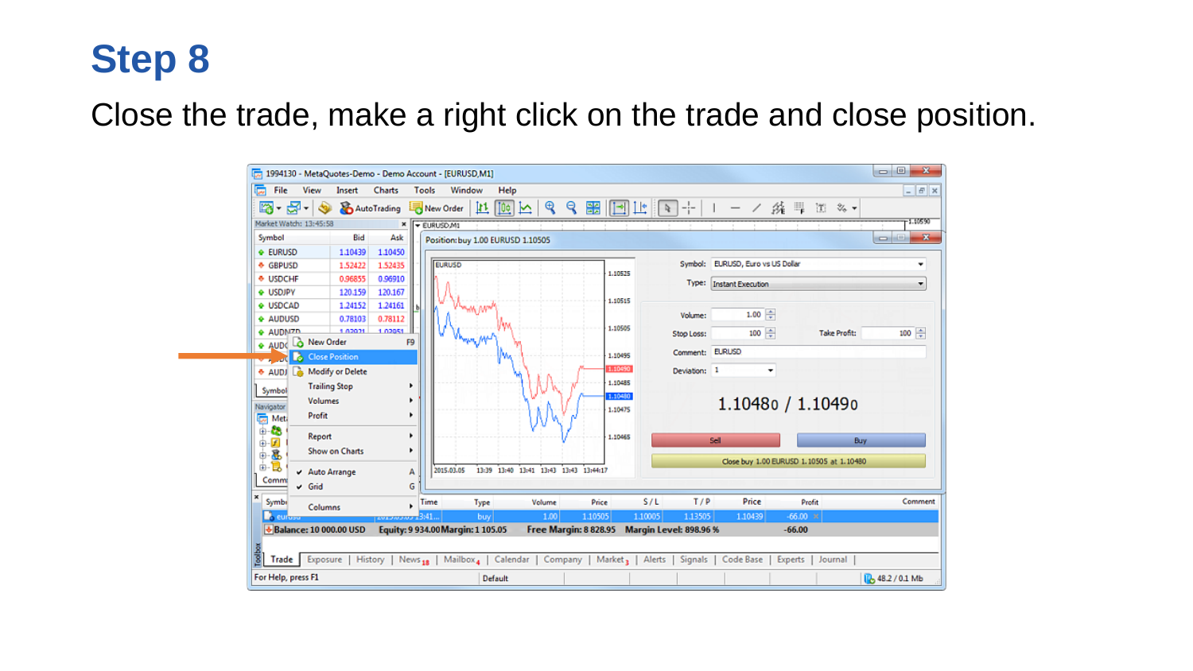# Step 8

Close the trade, make a right click on the trade and close position.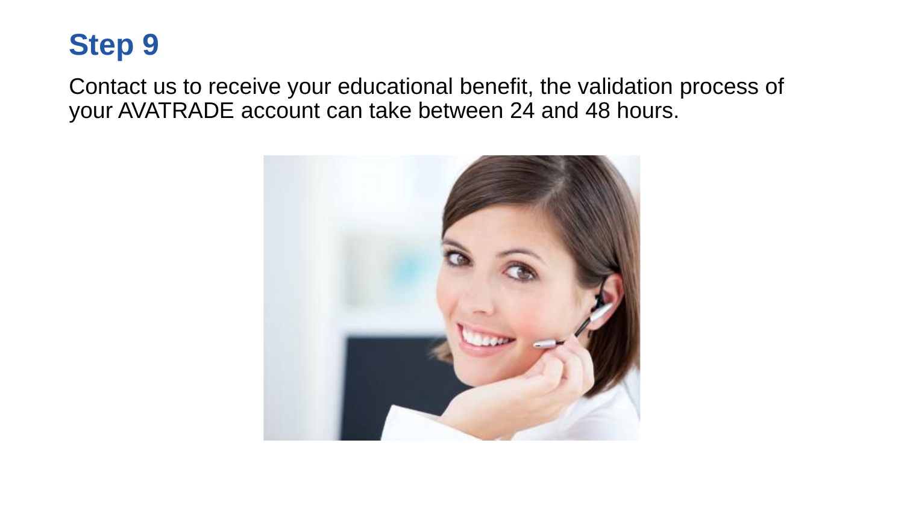## Step 9

Contact us to receive your educational benefit, the validation process of your AVATRADE account can take between 24 and 48 hours.